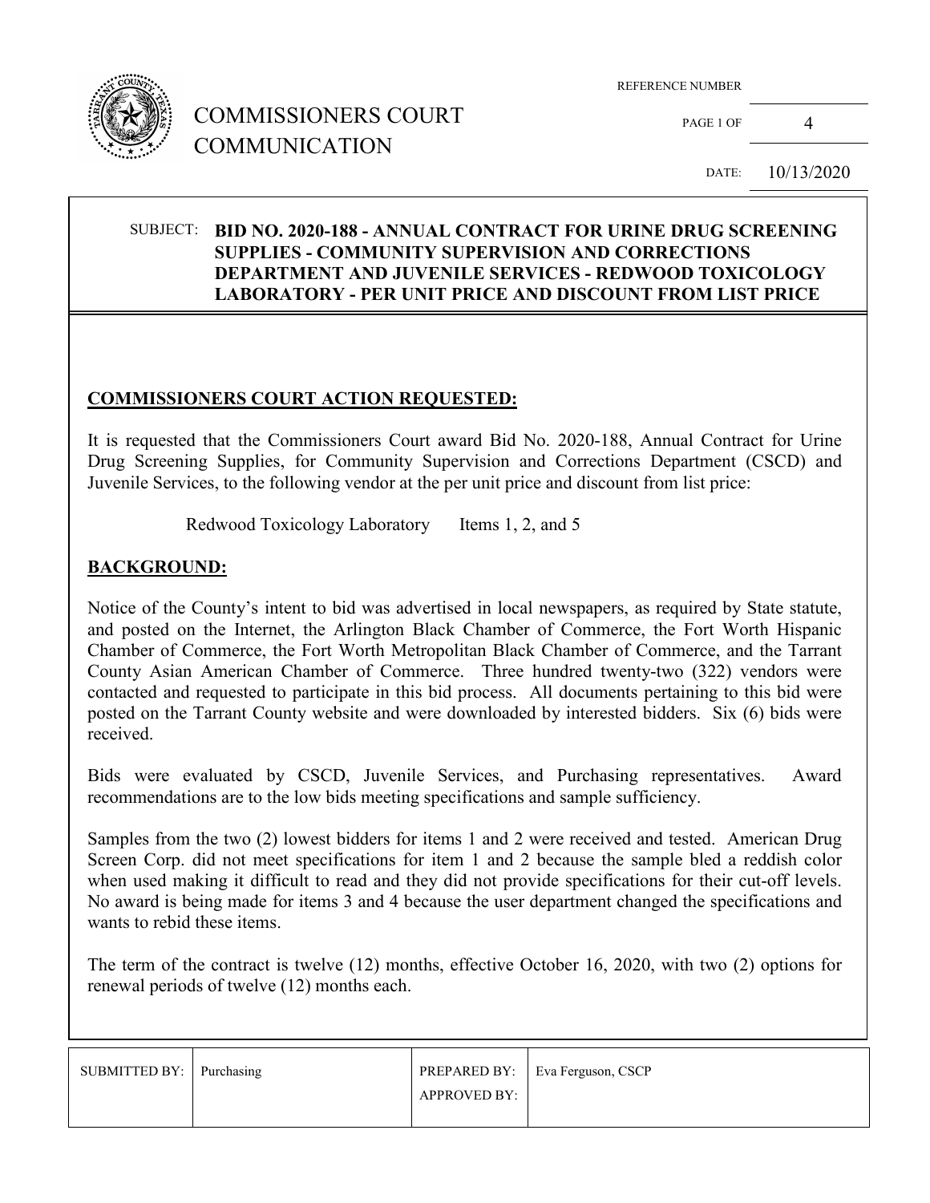# COMMISSIONERS COURT COMMUNICATION

REFERENCE NUMBER

DATE: 10/13/2020

SUBJECT: **BID NO. 2020-188 - ANNUAL CONTRACT FOR URINE DRUG SCREENING SUPPLIES - COMMUNITY SUPERVISION AND CORRECTIONS DEPARTMENT AND JUVENILE SERVICES - REDWOOD TOXICOLOGY LABORATORY - PER UNIT PRICE AND DISCOUNT FROM LIST PRICE**

## COMMISSIONERS COURT ACTION REQUESTED:

It is requested that the Commissioners Court award Bid No. 2020-188, Annual Contract for Urine Drug Screening Supplies, for Community Supervision and Corrections Department (CSCD) and Juvenile Services, to the following vendor at the per unit price and discount from list price:

Redwood Toxicology Laboratory Items 1, 2, and 5

## BACKGROUND:

Notice of the County's intent to bid was advertised in local newspapers, as required by State statute, and posted on the Internet, the Arlington Black Chamber of Commerce, the Fort Worth Hispanic Chamber of Commerce, the Fort Worth Metropolitan Black Chamber of Commerce, and the Tarrant County Asian American Chamber of Commerce. Three hundred twenty-two (322) vendors were contacted and requested to participate in this bid process. All documents pertaining to this bid were posted on the Tarrant County website and were downloaded by interested bidders. Six (6) bids were received.

Bids were evaluated by CSCD, Juvenile Services, and Purchasing representatives. Award recommendations are to the low bids meeting specifications and sample sufficiency.

Samples from the two (2) lowest bidders for items 1 and 2 were received and tested. American Drug Screen Corp. did not meet specifications for item 1 and 2 because the sample bled a reddish color when used making it difficult to read and they did not provide specifications for their cut-off levels. No award is being made for items 3 and 4 because the user department changed the specifications and wants to rebid these items.

The term of the contract is twelve (12) months, effective October 16, 2020, with two (2) options for renewal periods of twelve (12) months each.

| SUBMITTED BY: | Purchasing | PREPARED BY: | Eva Ferguson, CSCP |
| --- | --- | --- | --- |
| | | APPROVED BY: | |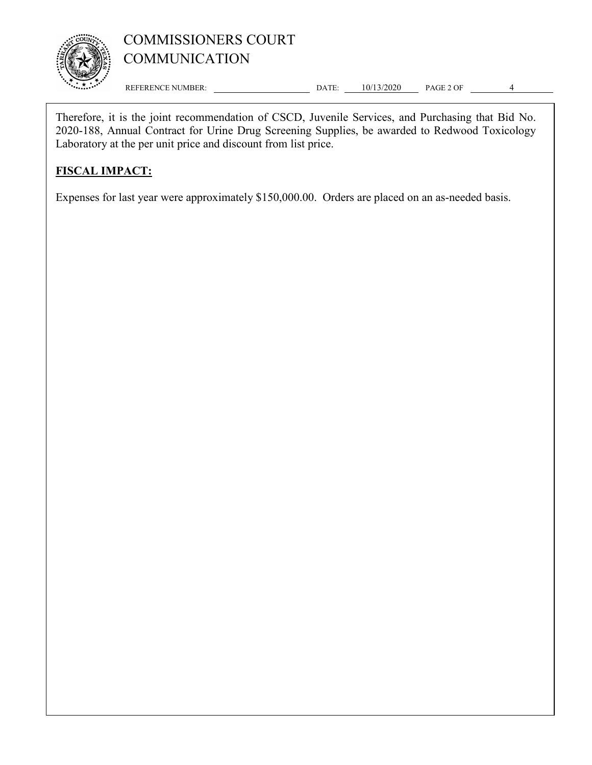Therefore, it is the joint recommendation of CSCD, Juvenile Services, and Purchasing that Bid No. 2020-188, Annual Contract for Urine Drug Screening Supplies, be awarded to Redwood Toxicology Laboratory at the per unit price and discount from list price.

## **FISCAL IMPACT:**

Expenses for last year were approximately $150,000.00. Orders are placed on an as-needed basis.